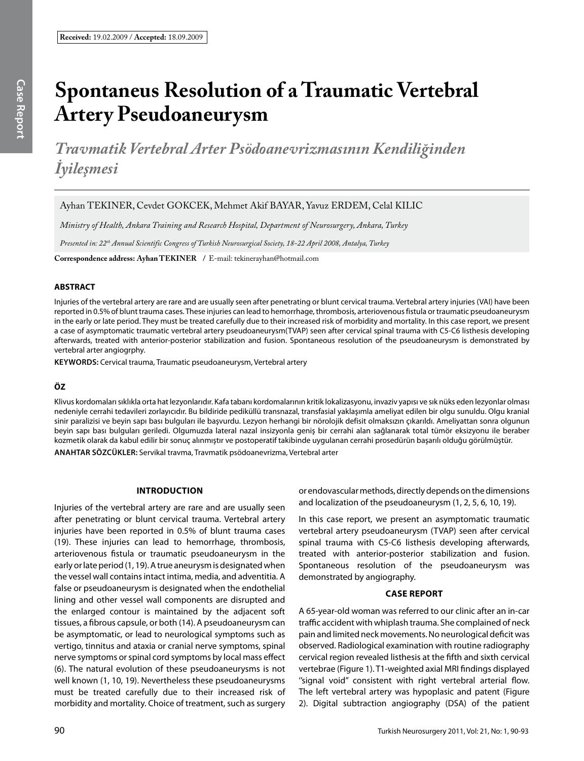**Received:** 19.02.2009 / **Accepted:** 18.09.2009

# Spontaneus Resolution of a Traumatic Vertebral Artery Pseudoaneurysm

## *Travmatik Vertebral Arter Psödoanevrizmasının Kendiliğinden İyileşmesi*

Ayhan TEKINER, Cevdet GOKCEK, Mehmet Akif BAYAR, Yavuz ERDEM, Celal KILIC

*Ministry of Health, Ankara Training and Research Hospital, Department of Neurosurgery, Ankara, Turkey*

*Presented in: 22th Annual Scientific Congress of Turkish Neurosurgical Society, 18-22 April 2008, Antalya, Turkey*

**Correspondence address: Ayhan TEKINER** / E-mail: tekinerayhan@hotmail.com

### ABSTRACT

Injuries of the vertebral artery are rare and are usually seen after penetrating or blunt cervical trauma. Vertebral artery injuries (VAI) have been reported in 0.5% of blunt trauma cases. These injuries can lead to hemorrhage, thrombosis, arteriovenous fistula or traumatic pseudoaneurysm in the early or late period. They must be treated carefully due to their increased risk of morbidity and mortality. In this case report, we present a case of asymptomatic traumatic vertebral artery pseudoaneurysm(TVAP) seen after cervical spinal trauma with C5-C6 listhesis developing afterwards, treated with anterior-posterior stabilization and fusion. Spontaneous resolution of the pseudoaneurysm is demonstrated by vertebral arter angiogrphy.

**KEYWORDS:** Cervical trauma, Traumatic pseudoaneurysm, Vertebral artery

### ÖZ

Klivus kordomaları sıklıkla orta hat lezyonlarıdır. Kafa tabanı kordomalarının kritik lokalizasyonu, invaziv yapısı ve sık nüks eden lezyonlar olması nedeniyle cerrahi tedavileri zorlayıcıdır. Bu bildiride pediküllü transnazal, transfasial yaklaşımla ameliyat edilen bir olgu sunuldu. Olgu kranial sinir paralizisi ve beyin sapı bası bulguları ile başvurdu. Lezyon herhangi bir nörolojik defisit olmaksızın çıkarıldı. Ameliyattan sonra olgunun beyin sapı bası bulguları geriledi. Olgumuzda lateral nazal insizyonla geniş bir cerrahi alan sağlanarak total tümör eksizyonu ile beraber kozmetik olarak da kabul edilir bir sonuç alınmıştır ve postoperatif takibinde uygulanan cerrahi prosedürün başarılı olduğu görülmüştür.

**ANAHTAR SÖZCÜKLER:** Servikal travma, Travmatik psödoanevrizma, Vertebral arter

### INTRODUCTION

Injuries of the vertebral artery are rare and are usually seen after penetrating or blunt cervical trauma. Vertebral artery injuries have been reported in 0.5% of blunt trauma cases (19). These injuries can lead to hemorrhage, thrombosis, arteriovenous fistula or traumatic pseudoaneurysm in the early or late period (1, 19). A true aneurysm is designated when the vessel wall contains intact intima, media, and adventitia. A false or pseudoaneurysm is designated when the endothelial lining and other vessel wall components are disrupted and the enlarged contour is maintained by the adjacent soft tissues, a fibrous capsule, or both (14). A pseudoaneurysm can be asymptomatic, or lead to neurological symptoms such as vertigo, tinnitus and ataxia or cranial nerve symptoms, spinal nerve symptoms or spinal cord symptoms by local mass effect (6). The natural evolution of these pseudoaneurysms is not well known (1, 10, 19). Nevertheless these pseudoaneurysms must be treated carefully due to their increased risk of morbidity and mortality. Choice of treatment, such as surgery or endovascular methods, directly depends on the dimensions and localization of the pseudoaneurysm (1, 2, 5, 6, 10, 19).

In this case report, we present an asymptomatic traumatic vertebral artery pseudoaneurysm (TVAP) seen after cervical spinal trauma with C5-C6 listhesis developing afterwards, treated with anterior-posterior stabilization and fusion. Spontaneous resolution of the pseudoaneurysm was demonstrated by angiography.

### CASE REPORT

A 65-year-old woman was referred to our clinic after an in-car traffic accident with whiplash trauma. She complained of neck pain and limited neck movements. No neurological deficit was observed. Radiological examination with routine radiography cervical region revealed listhesis at the fifth and sixth cervical vertebrae (Figure 1). T1-weighted axial MRI findings displayed ''signal void'' consistent with right vertebral arterial flow. The left vertebral artery was hypoplasic and patent (Figure 2). Digital subtraction angiography (DSA) of the patient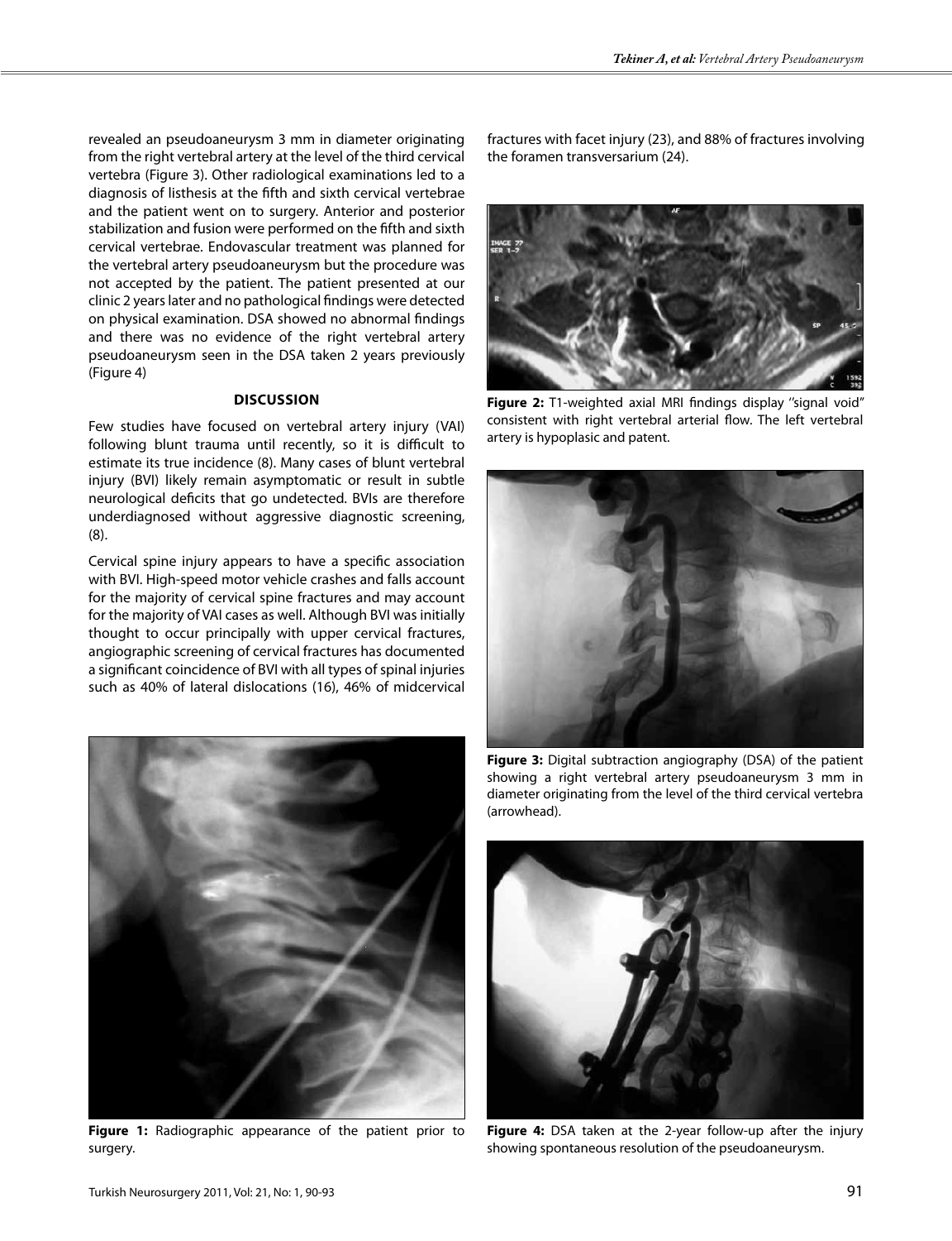revealed an pseudoaneurysm 3 mm in diameter originating from the right vertebral artery at the level of the third cervical vertebra (Figure 3). Other radiological examinations led to a diagnosis of listhesis at the fifth and sixth cervical vertebrae and the patient went on to surgery. Anterior and posterior stabilization and fusion were performed on the fifth and sixth cervical vertebrae. Endovascular treatment was planned for the vertebral artery pseudoaneurysm but the procedure was not accepted by the patient. The patient presented at our clinic 2 years later and no pathological findings were detected on physical examination. DSA showed no abnormal findings and there was no evidence of the right vertebral artery pseudoaneurysm seen in the DSA taken 2 years previously (Figure 4)

## DISCUSSION

Few studies have focused on vertebral artery injury (VAI) following blunt trauma until recently, so it is difficult to estimate its true incidence (8). Many cases of blunt vertebral injury (BVI) likely remain asymptomatic or result in subtle neurological deficits that go undetected. BVIs are therefore underdiagnosed without aggressive diagnostic screening, (8).

Cervical spine injury appears to have a specific association with BVI. High-speed motor vehicle crashes and falls account for the majority of cervical spine fractures and may account for the majority of VAI cases as well. Although BVI was initially thought to occur principally with upper cervical fractures, angiographic screening of cervical fractures has documented a significant coincidence of BVI with all types of spinal injuries such as 40% of lateral dislocations (16), 46% of midcervical fractures with facet injury (23), and 88% of fractures involving the foramen transversarium (24).

**Figure 1:** Radiographic appearance of the patient prior to surgery.

**Figure 2:** T1-weighted axial MRI findings display ''signal void'' consistent with right vertebral arterial flow. The left vertebral artery is hypoplasic and patent.

**Figure 3:** Digital subtraction angiography (DSA) of the patient showing a right vertebral artery pseudoaneurysm 3 mm in diameter originating from the level of the third cervical vertebra (arrowhead).

**Figure 4:** DSA taken at the 2-year follow-up after the injury showing spontaneous resolution of the pseudoaneurysm.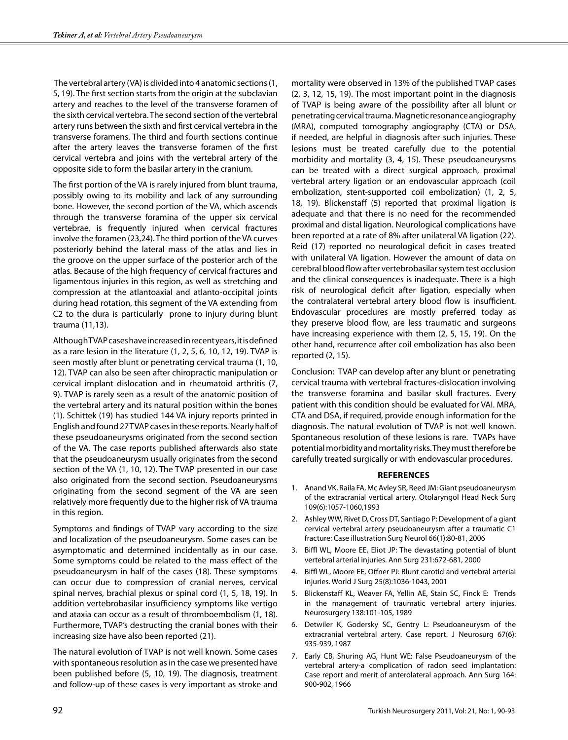The vertebral artery (VA) is divided into 4 anatomic sections (1, 5, 19). The first section starts from the origin at the subclavian artery and reaches to the level of the transverse foramen of the sixth cervical vertebra. The second section of the vertebral artery runs between the sixth and first cervical vertebra in the transverse foramens. The third and fourth sections continue after the artery leaves the transverse foramen of the first cervical vertebra and joins with the vertebral artery of the opposite side to form the basilar artery in the cranium.

The first portion of the VA is rarely injured from blunt trauma, possibly owing to its mobility and lack of any surrounding bone. However, the second portion of the VA, which ascends through the transverse foramina of the upper six cervical vertebrae, is frequently injured when cervical fractures involve the foramen (23,24). The third portion of the VA curves posteriorly behind the lateral mass of the atlas and lies in the groove on the upper surface of the posterior arch of the atlas. Because of the high frequency of cervical fractures and ligamentous injuries in this region, as well as stretching and compression at the atlantoaxial and atlanto-occipital joints during head rotation, this segment of the VA extending from C2 to the dura is particularly prone to injury during blunt trauma (11,13).

Although TVAP cases have increased in recent years, it is defined as a rare lesion in the literature (1, 2, 5, 6, 10, 12, 19). TVAP is seen mostly after blunt or penetrating cervical trauma (1, 10, 12). TVAP can also be seen after chiropractic manipulation or cervical implant dislocation and in rheumatoid arthritis (7, 9). TVAP is rarely seen as a result of the anatomic position of the vertebral artery and its natural position within the bones (1). Schittek (19) has studied 144 VA injury reports printed in English and found 27 TVAP cases in these reports. Nearly half of these pseudoaneurysms originated from the second section of the VA. The case reports published afterwards also state that the pseudoaneurysm usually originates from the second section of the VA (1, 10, 12). The TVAP presented in our case also originated from the second section. Pseudoaneurysms originating from the second segment of the VA are seen relatively more frequently due to the higher risk of VA trauma in this region.

Symptoms and findings of TVAP vary according to the size and localization of the pseudoaneurysm. Some cases can be asymptomatic and determined incidentally as in our case. Some symptoms could be related to the mass effect of the pseudoaneurysm in half of the cases (18). These symptoms can occur due to compression of cranial nerves, cervical spinal nerves, brachial plexus or spinal cord (1, 5, 18, 19). In addition vertebrobasilar insufficiency symptoms like vertigo and ataxia can occur as a result of thromboembolism (1, 18). Furthermore, TVAP's destructing the cranial bones with their increasing size have also been reported (21).

The natural evolution of TVAP is not well known. Some cases with spontaneous resolution as in the case we presented have been published before (5, 10, 19). The diagnosis, treatment and follow-up of these cases is very important as stroke and mortality were observed in 13% of the published TVAP cases (2, 3, 12, 15, 19). The most important point in the diagnosis of TVAP is being aware of the possibility after all blunt or penetrating cervical trauma. Magnetic resonance angiography (MRA), computed tomography angiography (CTA) or DSA, if needed, are helpful in diagnosis after such injuries. These lesions must be treated carefully due to the potential morbidity and mortality (3, 4, 15). These pseudoaneurysms can be treated with a direct surgical approach, proximal vertebral artery ligation or an endovascular approach (coil embolization, stent-supported coil embolization) (1, 2, 5, 18, 19). Blickenstaff (5) reported that proximal ligation is adequate and that there is no need for the recommended proximal and distal ligation. Neurological complications have been reported at a rate of 8% after unilateral VA ligation (22). Reid (17) reported no neurological deficit in cases treated with unilateral VA ligation. However the amount of data on cerebral blood flow after vertebrobasilar system test occlusion and the clinical consequences is inadequate. There is a high risk of neurological deficit after ligation, especially when the contralateral vertebral artery blood flow is insufficient. Endovascular procedures are mostly preferred today as they preserve blood flow, are less traumatic and surgeons have increasing experience with them (2, 5, 15, 19). On the other hand, recurrence after coil embolization has also been reported (2, 15).

Conclusion: TVAP can develop after any blunt or penetrating cervical trauma with vertebral fractures-dislocation involving the transverse foramina and basilar skull fractures. Every patient with this condition should be evaluated for VAI. MRA, CTA and DSA, if required, provide enough information for the diagnosis. The natural evolution of TVAP is not well known. Spontaneous resolution of these lesions is rare. TVAPs have potential morbidity and mortality risks. They must therefore be carefully treated surgically or with endovascular procedures.

## REFERENCES

1. Anand VK, Raila FA, Mc Avley SR, Reed JM: Giant pseudoaneurysm of the extracranial vertical artery. Otolaryngol Head Neck Surg 109(6):1057-1060,1993
2. Ashley WW, Rivet D, Cross DT, Santiago P: Development of a giant cervical vertebral artery pseudoaneurysm after a traumatic C1 fracture: Case illustration Surg Neurol 66(1):80-81, 2006
3. Biffl WL, Moore EE, Eliot JP: The devastating potential of blunt vertebral arterial injuries. Ann Surg 231:672-681, 2000
4. Biffl WL, Moore EE, Offner PJ: Blunt carotid and vertebral arterial injuries. World J Surg 25(8):1036-1043, 2001
5. Blickenstaff KL, Weaver FA, Yellin AE, Stain SC, Finck E: Trends in the management of traumatic vertebral artery injuries. Neurosurgery 138:101-105, 1989
6. Detwiler K, Godersky SC, Gentry L: Pseudoaneurysm of the extracranial vertebral artery. Case report. J Neurosurg 67(6): 935-939, 1987
7. Early CB, Shuring AG, Hunt WE: False Pseudoaneurysm of the vertebral artery-a complication of radon seed implantation: Case report and merit of anterolateral approach. Ann Surg 164: 900-902, 1966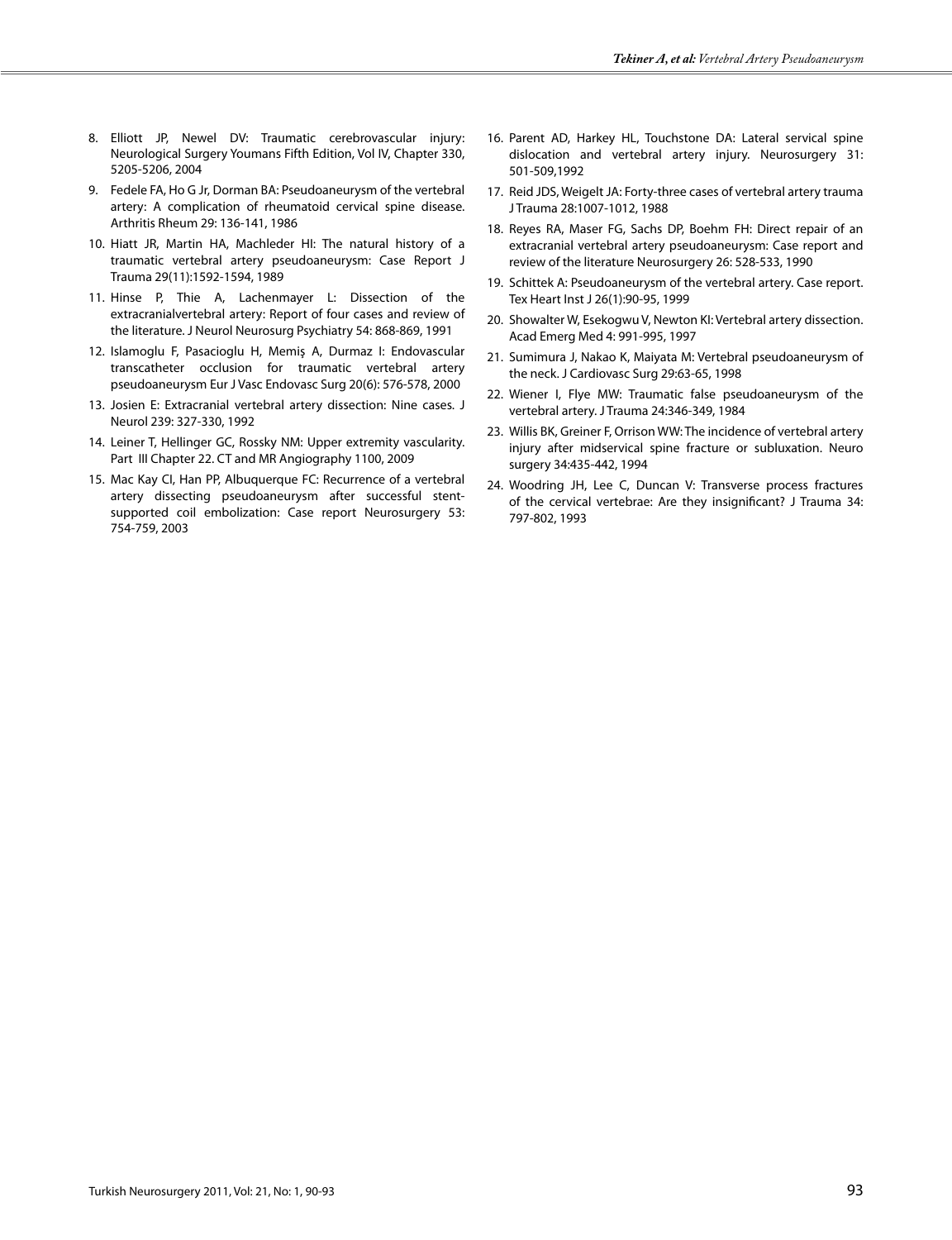8. Elliott JP, Newel DV: Traumatic cerebrovascular injury: Neurological Surgery Youmans Fifth Edition, Vol IV, Chapter 330, 5205-5206, 2004
9. Fedele FA, Ho G Jr, Dorman BA: Pseudoaneurysm of the vertebral artery: A complication of rheumatoid cervical spine disease. Arthritis Rheum 29: 136-141, 1986
10. Hiatt JR, Martin HA, Machleder HI: The natural history of a traumatic vertebral artery pseudoaneurysm: Case Report J Trauma 29(11):1592-1594, 1989
11. Hinse P, Thie A, Lachenmayer L: Dissection of the extracranialvertebral artery: Report of four cases and review of the literature. J Neurol Neurosurg Psychiatry 54: 868-869, 1991
12. Islamoglu F, Pasacioglu H, Memiş A, Durmaz I: Endovascular transcatheter occlusion for traumatic vertebral artery pseudoaneurysm Eur J Vasc Endovasc Surg 20(6): 576-578, 2000
13. Josien E: Extracranial vertebral artery dissection: Nine cases. J Neurol 239: 327-330, 1992
14. Leiner T, Hellinger GC, Rossky NM: Upper extremity vascularity. Part III Chapter 22. CT and MR Angiography 1100, 2009
15. Mac Kay CI, Han PP, Albuquerque FC: Recurrence of a vertebral artery dissecting pseudoaneurysm after successful stent-supported coil embolization: Case report Neurosurgery 53: 754-759, 2003
16. Parent AD, Harkey HL, Touchstone DA: Lateral servical spine dislocation and vertebral artery injury. Neurosurgery 31: 501-509,1992
17. Reid JDS, Weigelt JA: Forty-three cases of vertebral artery trauma J Trauma 28:1007-1012, 1988
18. Reyes RA, Maser FG, Sachs DP, Boehm FH: Direct repair of an extracranial vertebral artery pseudoaneurysm: Case report and review of the literature Neurosurgery 26: 528-533, 1990
19. Schittek A: Pseudoaneurysm of the vertebral artery. Case report. Tex Heart Inst J 26(1):90-95, 1999
20. Showalter W, Esekogwu V, Newton KI: Vertebral artery dissection. Acad Emerg Med 4: 991-995, 1997
21. Sumimura J, Nakao K, Maiyata M: Vertebral pseudoaneurysm of the neck. J Cardiovasc Surg 29:63-65, 1998
22. Wiener I, Flye MW: Traumatic false pseudoaneurysm of the vertebral artery. J Trauma 24:346-349, 1984
23. Willis BK, Greiner F, Orrison WW: The incidence of vertebral artery injury after midservical spine fracture or subluxation. Neuro surgery 34:435-442, 1994
24. Woodring JH, Lee C, Duncan V: Transverse process fractures of the cervical vertebrae: Are they insignificant? J Trauma 34: 797-802, 1993